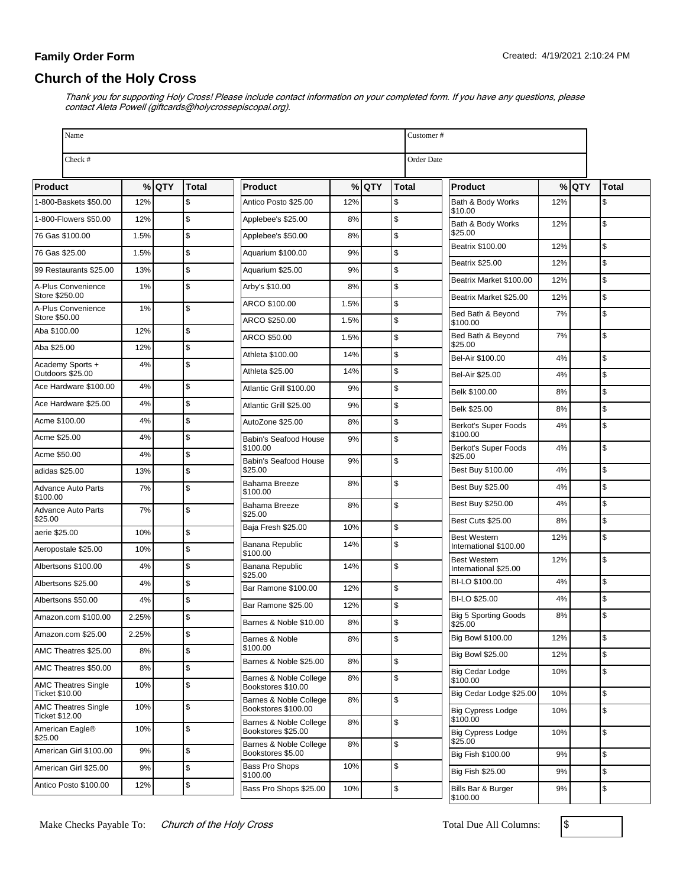**Family Order Form**

Created: 4/19/2021 2:10:24 PM

## Church of the Holy Cross

*Thank you for supporting Holy Cross! Please include contact information on your completed form. If you have any questions, please contact Aleta Powell (giftcards@holycrossepiscopal.org).*

| Name | Customer # |
|---|---|
| Check # | Order Date |

| Product | % | QTY | Total |
|---|---|---|---|
| 1-800-Baskets $50.00 | 12% | | $ |
| 1-800-Flowers $50.00 | 12% | | $ |
| 76 Gas $100.00 | 1.5% | | $ |
| 76 Gas $25.00 | 1.5% | | $ |
| 99 Restaurants $25.00 | 13% | | $ |
| A-Plus Convenience Store $250.00 | 1% | | $ |
| A-Plus Convenience Store $50.00 | 1% | | $ |
| Aba $100.00 | 12% | | $ |
| Aba $25.00 | 12% | | $ |
| Academy Sports + Outdoors $25.00 | 4% | | $ |
| Ace Hardware $100.00 | 4% | | $ |
| Ace Hardware $25.00 | 4% | | $ |
| Acme $100.00 | 4% | | $ |
| Acme $25.00 | 4% | | $ |
| Acme $50.00 | 4% | | $ |
| adidas $25.00 | 13% | | $ |
| Advance Auto Parts $100.00 | 7% | | $ |
| Advance Auto Parts $25.00 | 7% | | $ |
| aerie $25.00 | 10% | | $ |
| Aeropostale $25.00 | 10% | | $ |
| Albertsons $100.00 | 4% | | $ |
| Albertsons $25.00 | 4% | | $ |
| Albertsons $50.00 | 4% | | $ |
| Amazon.com $100.00 | 2.25% | | $ |
| Amazon.com $25.00 | 2.25% | | $ |
| AMC Theatres $25.00 | 8% | | $ |
| AMC Theatres $50.00 | 8% | | $ |
| AMC Theatres Single Ticket $10.00 | 10% | | $ |
| AMC Theatres Single Ticket $12.00 | 10% | | $ |
| American Eagle® $25.00 | 10% | | $ |
| American Girl $100.00 | 9% | | $ |
| American Girl $25.00 | 9% | | $ |
| Antico Posto $100.00 | 12% | | $ |
| Antico Posto $25.00 | 12% | | $ |
| Applebee's $25.00 | 8% | | $ |
| Applebee's $50.00 | 8% | | $ |
| Aquarium $100.00 | 9% | | $ |
| Aquarium $25.00 | 9% | | $ |
| Arby's $10.00 | 8% | | $ |
| ARCO $100.00 | 1.5% | | $ |
| ARCO $250.00 | 1.5% | | $ |
| ARCO $50.00 | 1.5% | | $ |
| Athleta $100.00 | 14% | | $ |
| Athleta $25.00 | 14% | | $ |
| Atlantic Grill $100.00 | 9% | | $ |
| Atlantic Grill $25.00 | 9% | | $ |
| AutoZone $25.00 | 8% | | $ |
| Babin's Seafood House $100.00 | 9% | | $ |
| Babin's Seafood House $25.00 | 9% | | $ |
| Bahama Breeze $100.00 | 8% | | $ |
| Bahama Breeze $25.00 | 8% | | $ |
| Baja Fresh $25.00 | 10% | | $ |
| Banana Republic $100.00 | 14% | | $ |
| Banana Republic $25.00 | 14% | | $ |
| Bar Ramone $100.00 | 12% | | $ |
| Bar Ramone $25.00 | 12% | | $ |
| Barnes & Noble $10.00 | 8% | | $ |
| Barnes & Noble $100.00 | 8% | | $ |
| Barnes & Noble $25.00 | 8% | | $ |
| Barnes & Noble College Bookstores $10.00 | 8% | | $ |
| Barnes & Noble College Bookstores $100.00 | 8% | | $ |
| Barnes & Noble College Bookstores $25.00 | 8% | | $ |
| Barnes & Noble College Bookstores $5.00 | 8% | | $ |
| Bass Pro Shops $100.00 | 10% | | $ |
| Bass Pro Shops $25.00 | 10% | | $ |
| Bath & Body Works $10.00 | 12% | | $ |
| Bath & Body Works $25.00 | 12% | | $ |
| Beatrix $100.00 | 12% | | $ |
| Beatrix $25.00 | 12% | | $ |
| Beatrix Market $100.00 | 12% | | $ |
| Beatrix Market $25.00 | 12% | | $ |
| Bed Bath & Beyond $100.00 | 7% | | $ |
| Bed Bath & Beyond $25.00 | 7% | | $ |
| Bel-Air $100.00 | 4% | | $ |
| Bel-Air $25.00 | 4% | | $ |
| Belk $100.00 | 8% | | $ |
| Belk $25.00 | 8% | | $ |
| Berkot's Super Foods $100.00 | 4% | | $ |
| Berkot's Super Foods $25.00 | 4% | | $ |
| Best Buy $100.00 | 4% | | $ |
| Best Buy $25.00 | 4% | | $ |
| Best Buy $250.00 | 4% | | $ |
| Best Cuts $25.00 | 8% | | $ |
| Best Western International $100.00 | 12% | | $ |
| Best Western International $25.00 | 12% | | $ |
| BI-LO $100.00 | 4% | | $ |
| BI-LO $25.00 | 4% | | $ |
| Big 5 Sporting Goods $25.00 | 8% | | $ |
| Big Bowl $100.00 | 12% | | $ |
| Big Bowl $25.00 | 12% | | $ |
| Big Cedar Lodge $100.00 | 10% | | $ |
| Big Cedar Lodge $25.00 | 10% | | $ |
| Big Cypress Lodge $100.00 | 10% | | $ |
| Big Cypress Lodge $25.00 | 10% | | $ |
| Big Fish $100.00 | 9% | | $ |
| Big Fish $25.00 | 9% | | $ |
| Bills Bar & Burger $100.00 | 9% | | $ |

Make Checks Payable To: *Church of the Holy Cross*

Total Due All Columns: $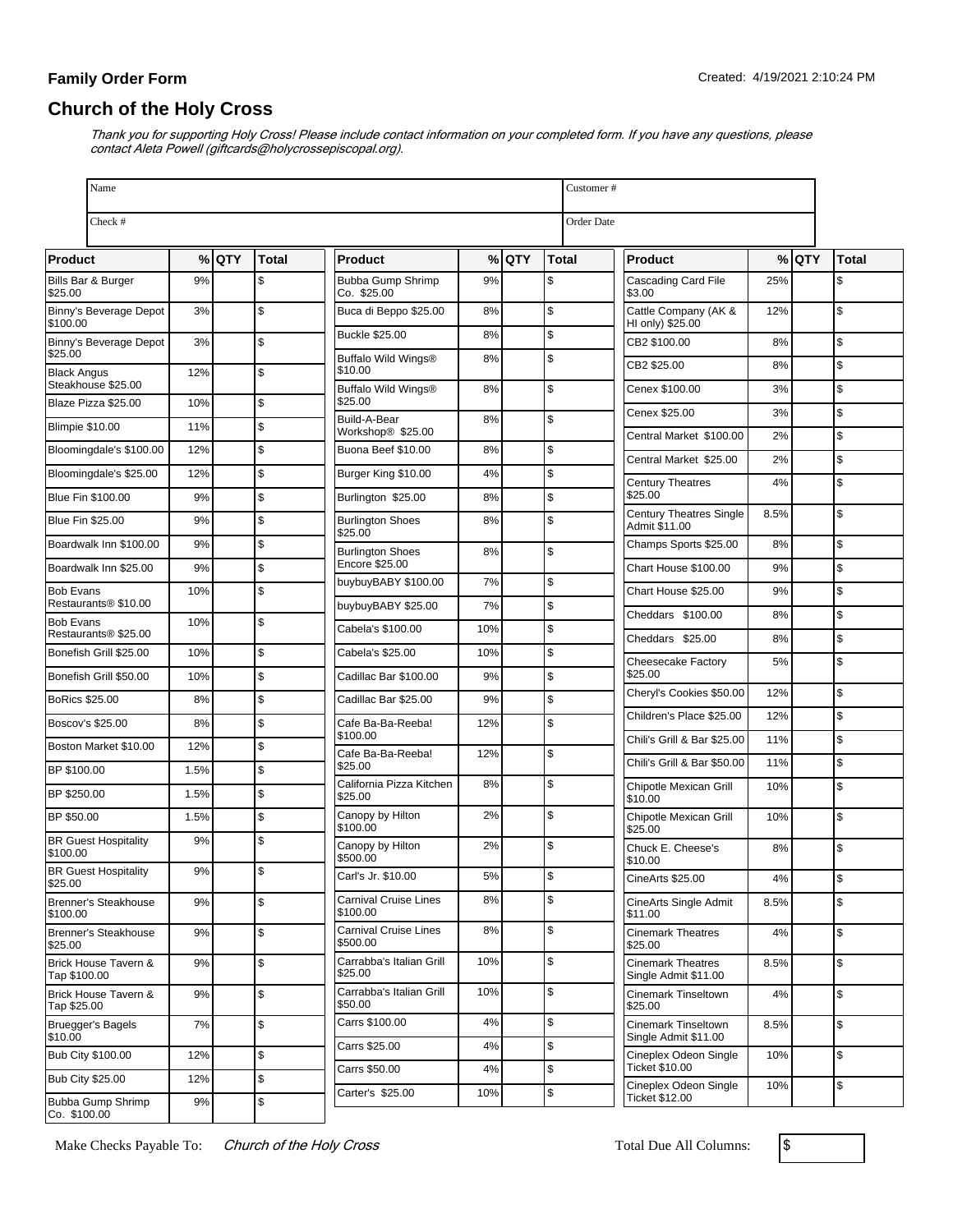**Family Order Form**

Created: 4/19/2021 2:10:24 PM

## Church of the Holy Cross

*Thank you for supporting Holy Cross! Please include contact information on your completed form. If you have any questions, please contact Aleta Powell (giftcards@holycrossepiscopal.org).*

| Name | | Customer # | |
|---|---|---|---|
| Check # | | Order Date | |

| Product | % | QTY | Total |
|---|---|---|---|
| Bills Bar & Burger $25.00 | 9% | | $ |
| Binny's Beverage Depot $100.00 | 3% | | $ |
| Binny's Beverage Depot $25.00 | 3% | | $ |
| Black Angus Steakhouse $25.00 | 12% | | $ |
| Blaze Pizza $25.00 | 10% | | $ |
| Blimpie $10.00 | 11% | | $ |
| Bloomingdale's $100.00 | 12% | | $ |
| Bloomingdale's $25.00 | 12% | | $ |
| Blue Fin $100.00 | 9% | | $ |
| Blue Fin $25.00 | 9% | | $ |
| Boardwalk Inn $100.00 | 9% | | $ |
| Boardwalk Inn $25.00 | 9% | | $ |
| Bob Evans Restaurants® $10.00 | 10% | | $ |
| Bob Evans Restaurants® $25.00 | 10% | | $ |
| Bonefish Grill $25.00 | 10% | | $ |
| Bonefish Grill $50.00 | 10% | | $ |
| BoRics $25.00 | 8% | | $ |
| Boscov's $25.00 | 8% | | $ |
| Boston Market $10.00 | 12% | | $ |
| BP $100.00 | 1.5% | | $ |
| BP $250.00 | 1.5% | | $ |
| BP $50.00 | 1.5% | | $ |
| BR Guest Hospitality $100.00 | 9% | | $ |
| BR Guest Hospitality $25.00 | 9% | | $ |
| Brenner's Steakhouse $100.00 | 9% | | $ |
| Brenner's Steakhouse $25.00 | 9% | | $ |
| Brick House Tavern & Tap $100.00 | 9% | | $ |
| Brick House Tavern & Tap $25.00 | 9% | | $ |
| Bruegger's Bagels $10.00 | 7% | | $ |
| Bub City $100.00 | 12% | | $ |
| Bub City $25.00 | 12% | | $ |
| Bubba Gump Shrimp Co. $100.00 | 9% | | $ |

| Product | % | QTY | Total |
|---|---|---|---|
| Bubba Gump Shrimp Co. $25.00 | 9% | | $ |
| Buca di Beppo $25.00 | 8% | | $ |
| Buckle $25.00 | 8% | | $ |
| Buffalo Wild Wings® $10.00 | 8% | | $ |
| Buffalo Wild Wings® $25.00 | 8% | | $ |
| Build-A-Bear Workshop® $25.00 | 8% | | $ |
| Buona Beef $10.00 | 8% | | $ |
| Burger King $10.00 | 4% | | $ |
| Burlington $25.00 | 8% | | $ |
| Burlington Shoes $25.00 | 8% | | $ |
| Burlington Shoes Encore $25.00 | 8% | | $ |
| buybuyBABY $100.00 | 7% | | $ |
| buybuyBABY $25.00 | 7% | | $ |
| Cabela's $100.00 | 10% | | $ |
| Cabela's $25.00 | 10% | | $ |
| Cadillac Bar $100.00 | 9% | | $ |
| Cadillac Bar $25.00 | 9% | | $ |
| Cafe Ba-Ba-Reeba! $100.00 | 12% | | $ |
| Cafe Ba-Ba-Reeba! $25.00 | 12% | | $ |
| California Pizza Kitchen $25.00 | 8% | | $ |
| Canopy by Hilton $100.00 | 2% | | $ |
| Canopy by Hilton $500.00 | 2% | | $ |
| Carl's Jr. $10.00 | 5% | | $ |
| Carnival Cruise Lines $100.00 | 8% | | $ |
| Carnival Cruise Lines $500.00 | 8% | | $ |
| Carrabba's Italian Grill $25.00 | 10% | | $ |
| Carrabba's Italian Grill $50.00 | 10% | | $ |
| Carrs $100.00 | 4% | | $ |
| Carrs $25.00 | 4% | | $ |
| Carrs $50.00 | 4% | | $ |
| Carter's $25.00 | 10% | | $ |

| Product | % | QTY | Total |
|---|---|---|---|
| Cascading Card File $3.00 | 25% | | $ |
| Cattle Company (AK & HI only) $25.00 | 12% | | $ |
| CB2 $100.00 | 8% | | $ |
| CB2 $25.00 | 8% | | $ |
| Cenex $100.00 | 3% | | $ |
| Cenex $25.00 | 3% | | $ |
| Central Market $100.00 | 2% | | $ |
| Central Market $25.00 | 2% | | $ |
| Century Theatres $25.00 | 4% | | $ |
| Century Theatres Single Admit $11.00 | 8.5% | | $ |
| Champs Sports $25.00 | 8% | | $ |
| Chart House $100.00 | 9% | | $ |
| Chart House $25.00 | 9% | | $ |
| Cheddars $100.00 | 8% | | $ |
| Cheddars $25.00 | 8% | | $ |
| Cheesecake Factory $25.00 | 5% | | $ |
| Cheryl's Cookies $50.00 | 12% | | $ |
| Children's Place $25.00 | 12% | | $ |
| Chili's Grill & Bar $25.00 | 11% | | $ |
| Chili's Grill & Bar $50.00 | 11% | | $ |
| Chipotle Mexican Grill $10.00 | 10% | | $ |
| Chipotle Mexican Grill $25.00 | 10% | | $ |
| Chuck E. Cheese's $10.00 | 8% | | $ |
| CineArts $25.00 | 4% | | $ |
| CineArts Single Admit $11.00 | 8.5% | | $ |
| Cinemark Theatres $25.00 | 4% | | $ |
| Cinemark Theatres Single Admit $11.00 | 8.5% | | $ |
| Cinemark Tinseltown $25.00 | 4% | | $ |
| Cinemark Tinseltown Single Admit $11.00 | 8.5% | | $ |
| Cineplex Odeon Single Ticket $10.00 | 10% | | $ |
| Cineplex Odeon Single Ticket $12.00 | 10% | | $ |

Make Checks Payable To: *Church of the Holy Cross*

Total Due All Columns: $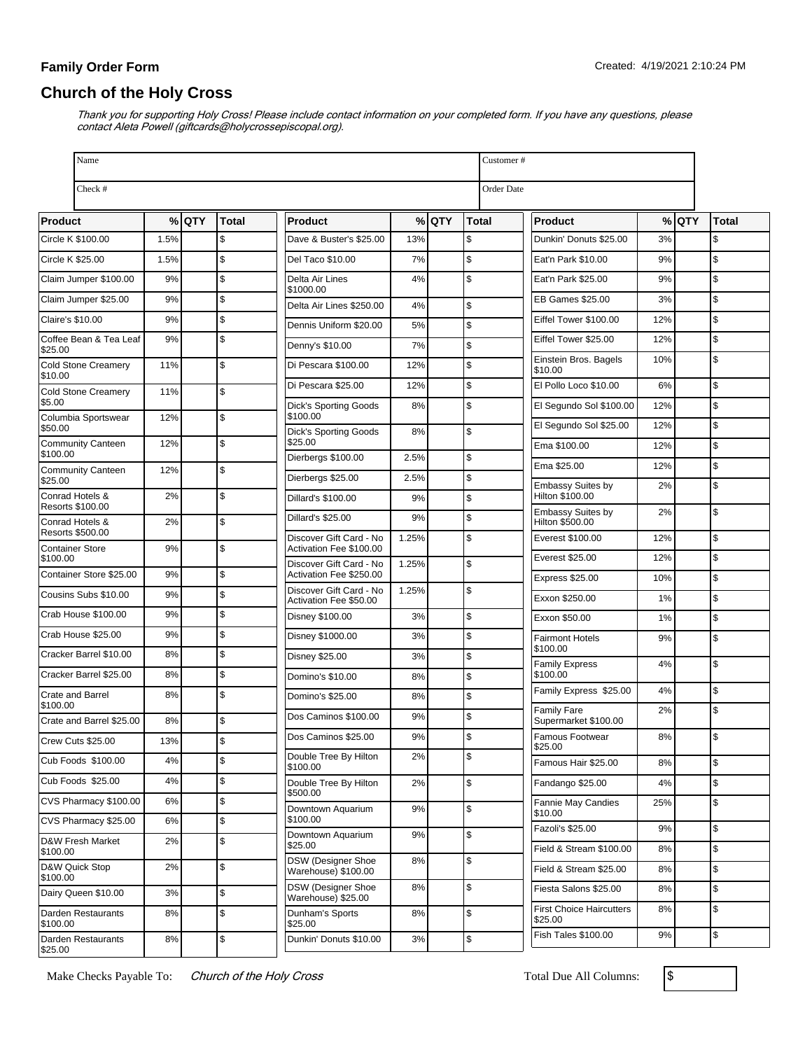**Family Order Form**

Created: 4/19/2021 2:10:24 PM

## Church of the Holy Cross

*Thank you for supporting Holy Cross! Please include contact information on your completed form. If you have any questions, please contact Aleta Powell (giftcards@holycrossepiscopal.org).*

| Name | Customer # |
|---|---|
| Check # | Order Date |

| Product | % | QTY | Total |
|---|---|---|---|
| Circle K $100.00 | 1.5% | | $ |
| Circle K $25.00 | 1.5% | | $ |
| Claim Jumper $100.00 | 9% | | $ |
| Claim Jumper $25.00 | 9% | | $ |
| Claire's $10.00 | 9% | | $ |
| Coffee Bean & Tea Leaf $25.00 | 9% | | $ |
| Cold Stone Creamery $10.00 | 11% | | $ |
| Cold Stone Creamery $5.00 | 11% | | $ |
| Columbia Sportswear $50.00 | 12% | | $ |
| Community Canteen $100.00 | 12% | | $ |
| Community Canteen $25.00 | 12% | | $ |
| Conrad Hotels & Resorts $100.00 | 2% | | $ |
| Conrad Hotels & Resorts $500.00 | 2% | | $ |
| Container Store $100.00 | 9% | | $ |
| Container Store $25.00 | 9% | | $ |
| Cousins Subs $10.00 | 9% | | $ |
| Crab House $100.00 | 9% | | $ |
| Crab House $25.00 | 9% | | $ |
| Cracker Barrel $10.00 | 8% | | $ |
| Cracker Barrel $25.00 | 8% | | $ |
| Crate and Barrel $100.00 | 8% | | $ |
| Crate and Barrel $25.00 | 8% | | $ |
| Crew Cuts $25.00 | 13% | | $ |
| Cub Foods $100.00 | 4% | | $ |
| Cub Foods $25.00 | 4% | | $ |
| CVS Pharmacy $100.00 | 6% | | $ |
| CVS Pharmacy $25.00 | 6% | | $ |
| D&W Fresh Market $100.00 | 2% | | $ |
| D&W Quick Stop $100.00 | 2% | | $ |
| Dairy Queen $10.00 | 3% | | $ |
| Darden Restaurants $100.00 | 8% | | $ |
| Darden Restaurants $25.00 | 8% | | $ |
| Dave & Buster's $25.00 | 13% | | $ |
| Del Taco $10.00 | 7% | | $ |
| Delta Air Lines $1000.00 | 4% | | $ |
| Delta Air Lines $250.00 | 4% | | $ |
| Dennis Uniform $20.00 | 5% | | $ |
| Denny's $10.00 | 7% | | $ |
| Di Pescara $100.00 | 12% | | $ |
| Di Pescara $25.00 | 12% | | $ |
| Dick's Sporting Goods $100.00 | 8% | | $ |
| Dick's Sporting Goods $25.00 | 8% | | $ |
| Dierbergs $100.00 | 2.5% | | $ |
| Dierbergs $25.00 | 2.5% | | $ |
| Dillard's $100.00 | 9% | | $ |
| Dillard's $25.00 | 9% | | $ |
| Discover Gift Card - No Activation Fee $100.00 | 1.25% | | $ |
| Discover Gift Card - No Activation Fee $250.00 | 1.25% | | $ |
| Discover Gift Card - No Activation Fee $50.00 | 1.25% | | $ |
| Disney $100.00 | 3% | | $ |
| Disney $1000.00 | 3% | | $ |
| Disney $25.00 | 3% | | $ |
| Domino's $10.00 | 8% | | $ |
| Domino's $25.00 | 8% | | $ |
| Dos Caminos $100.00 | 9% | | $ |
| Dos Caminos $25.00 | 9% | | $ |
| Double Tree By Hilton $100.00 | 2% | | $ |
| Double Tree By Hilton $500.00 | 2% | | $ |
| Downtown Aquarium $100.00 | 9% | | $ |
| Downtown Aquarium $25.00 | 9% | | $ |
| DSW (Designer Shoe Warehouse) $100.00 | 8% | | $ |
| DSW (Designer Shoe Warehouse) $25.00 | 8% | | $ |
| Dunham's Sports $25.00 | 8% | | $ |
| Dunkin' Donuts $10.00 | 3% | | $ |
| Dunkin' Donuts $25.00 | 3% | | $ |
| Eat'n Park $10.00 | 9% | | $ |
| Eat'n Park $25.00 | 9% | | $ |
| EB Games $25.00 | 3% | | $ |
| Eiffel Tower $100.00 | 12% | | $ |
| Eiffel Tower $25.00 | 12% | | $ |
| Einstein Bros. Bagels $10.00 | 10% | | $ |
| El Pollo Loco $10.00 | 6% | | $ |
| El Segundo Sol $100.00 | 12% | | $ |
| El Segundo Sol $25.00 | 12% | | $ |
| Ema $100.00 | 12% | | $ |
| Ema $25.00 | 12% | | $ |
| Embassy Suites by Hilton $100.00 | 2% | | $ |
| Embassy Suites by Hilton $500.00 | 2% | | $ |
| Everest $100.00 | 12% | | $ |
| Everest $25.00 | 12% | | $ |
| Express $25.00 | 10% | | $ |
| Exxon $250.00 | 1% | | $ |
| Exxon $50.00 | 1% | | $ |
| Fairmont Hotels $100.00 | 9% | | $ |
| Family Express $100.00 | 4% | | $ |
| Family Express $25.00 | 4% | | $ |
| Family Fare Supermarket $100.00 | 2% | | $ |
| Famous Footwear $25.00 | 8% | | $ |
| Famous Hair $25.00 | 8% | | $ |
| Fandango $25.00 | 4% | | $ |
| Fannie May Candies $10.00 | 25% | | $ |
| Fazoli's $25.00 | 9% | | $ |
| Field & Stream $100.00 | 8% | | $ |
| Field & Stream $25.00 | 8% | | $ |
| Fiesta Salons $25.00 | 8% | | $ |
| First Choice Haircutters $25.00 | 8% | | $ |
| Fish Tales $100.00 | 9% | | $ |

Make Checks Payable To: *Church of the Holy Cross*

Total Due All Columns: $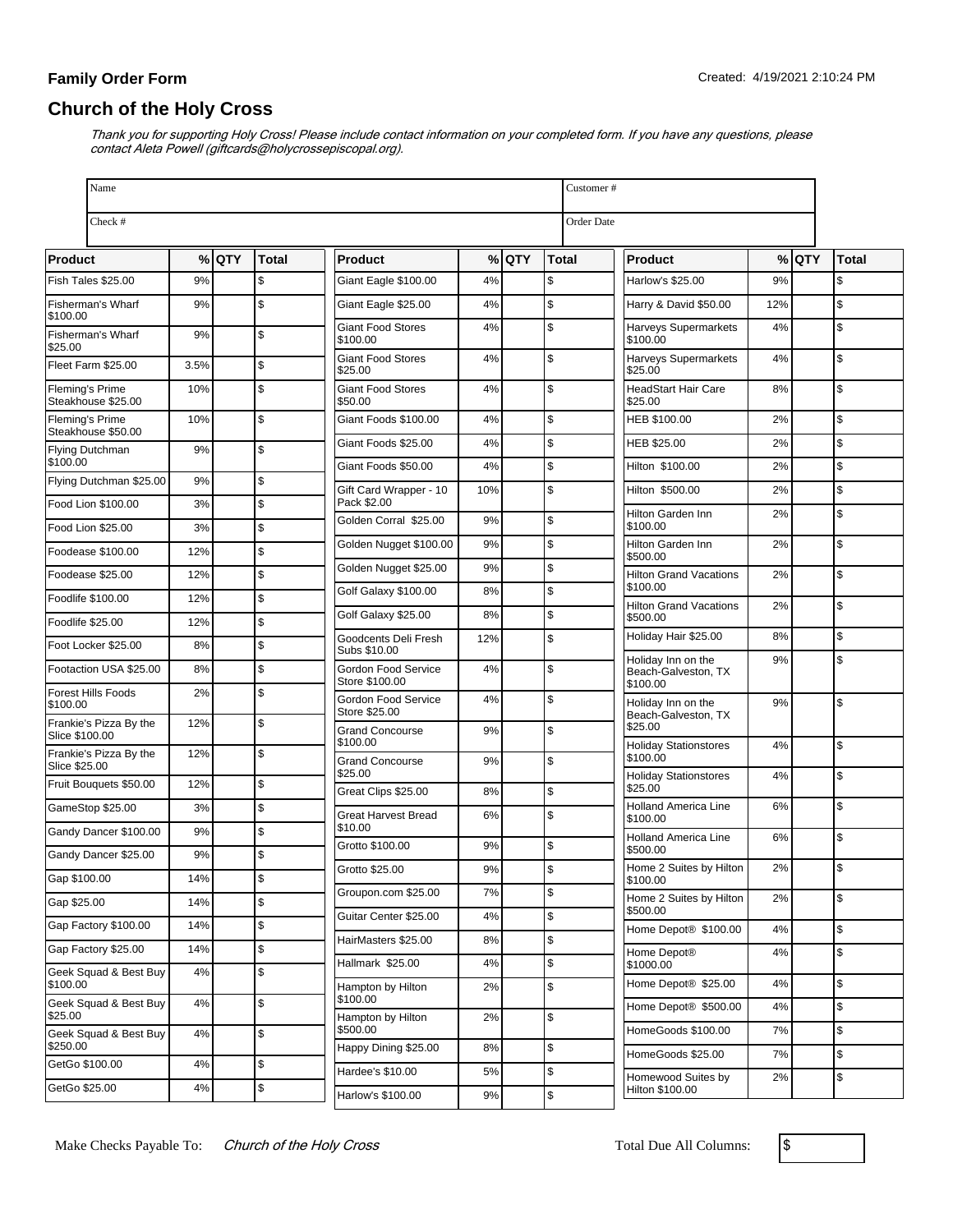**Family Order Form**

Created: 4/19/2021 2:10:24 PM

## Church of the Holy Cross

*Thank you for supporting Holy Cross! Please include contact information on your completed form. If you have any questions, please contact Aleta Powell (giftcards@holycrossepiscopal.org).*

| Name | | Customer # | |
|---|---|---|---|
| Check # | | Order Date | |

| Product | % | QTY | Total |
|---|---|---|---|
| Fish Tales $25.00 | 9% | | $ |
| Fisherman's Wharf $100.00 | 9% | | $ |
| Fisherman's Wharf $25.00 | 9% | | $ |
| Fleet Farm $25.00 | 3.5% | | $ |
| Fleming's Prime Steakhouse $25.00 | 10% | | $ |
| Fleming's Prime Steakhouse $50.00 | 10% | | $ |
| Flying Dutchman $100.00 | 9% | | $ |
| Flying Dutchman $25.00 | 9% | | $ |
| Food Lion $100.00 | 3% | | $ |
| Food Lion $25.00 | 3% | | $ |
| Foodease $100.00 | 12% | | $ |
| Foodease $25.00 | 12% | | $ |
| Foodlife $100.00 | 12% | | $ |
| Foodlife $25.00 | 12% | | $ |
| Foot Locker $25.00 | 8% | | $ |
| Footaction USA $25.00 | 8% | | $ |
| Forest Hills Foods $100.00 | 2% | | $ |
| Frankie's Pizza By the Slice $100.00 | 12% | | $ |
| Frankie's Pizza By the Slice $25.00 | 12% | | $ |
| Fruit Bouquets $50.00 | 12% | | $ |
| GameStop $25.00 | 3% | | $ |
| Gandy Dancer $100.00 | 9% | | $ |
| Gandy Dancer $25.00 | 9% | | $ |
| Gap $100.00 | 14% | | $ |
| Gap $25.00 | 14% | | $ |
| Gap Factory $100.00 | 14% | | $ |
| Gap Factory $25.00 | 14% | | $ |
| Geek Squad & Best Buy $100.00 | 4% | | $ |
| Geek Squad & Best Buy $25.00 | 4% | | $ |
| Geek Squad & Best Buy $250.00 | 4% | | $ |
| GetGo $100.00 | 4% | | $ |
| GetGo $25.00 | 4% | | $ |
| Giant Eagle $100.00 | 4% | | $ |
| Giant Eagle $25.00 | 4% | | $ |
| Giant Food Stores $100.00 | 4% | | $ |
| Giant Food Stores $25.00 | 4% | | $ |
| Giant Food Stores $50.00 | 4% | | $ |
| Giant Foods $100.00 | 4% | | $ |
| Giant Foods $25.00 | 4% | | $ |
| Giant Foods $50.00 | 4% | | $ |
| Gift Card Wrapper - 10 Pack $2.00 | 10% | | $ |
| Golden Corral $25.00 | 9% | | $ |
| Golden Nugget $100.00 | 9% | | $ |
| Golden Nugget $25.00 | 9% | | $ |
| Golf Galaxy $100.00 | 8% | | $ |
| Golf Galaxy $25.00 | 8% | | $ |
| Goodcents Deli Fresh Subs $10.00 | 12% | | $ |
| Gordon Food Service Store $100.00 | 4% | | $ |
| Gordon Food Service Store $25.00 | 4% | | $ |
| Grand Concourse $100.00 | 9% | | $ |
| Grand Concourse $25.00 | 9% | | $ |
| Great Clips $25.00 | 8% | | $ |
| Great Harvest Bread $10.00 | 6% | | $ |
| Grotto $100.00 | 9% | | $ |
| Grotto $25.00 | 9% | | $ |
| Groupon.com $25.00 | 7% | | $ |
| Guitar Center $25.00 | 4% | | $ |
| HairMasters $25.00 | 8% | | $ |
| Hallmark $25.00 | 4% | | $ |
| Hampton by Hilton $100.00 | 2% | | $ |
| Hampton by Hilton $500.00 | 2% | | $ |
| Happy Dining $25.00 | 8% | | $ |
| Hardee's $10.00 | 5% | | $ |
| Harlow's $100.00 | 9% | | $ |
| Harlow's $25.00 | 9% | | $ |
| Harry & David $50.00 | 12% | | $ |
| Harveys Supermarkets $100.00 | 4% | | $ |
| Harveys Supermarkets $25.00 | 4% | | $ |
| HeadStart Hair Care $25.00 | 8% | | $ |
| HEB $100.00 | 2% | | $ |
| HEB $25.00 | 2% | | $ |
| Hilton $100.00 | 2% | | $ |
| Hilton $500.00 | 2% | | $ |
| Hilton Garden Inn $100.00 | 2% | | $ |
| Hilton Garden Inn $500.00 | 2% | | $ |
| Hilton Grand Vacations $100.00 | 2% | | $ |
| Hilton Grand Vacations $500.00 | 2% | | $ |
| Holiday Hair $25.00 | 8% | | $ |
| Holiday Inn on the Beach-Galveston, TX $100.00 | 9% | | $ |
| Holiday Inn on the Beach-Galveston, TX $25.00 | 9% | | $ |
| Holiday Stationstores $100.00 | 4% | | $ |
| Holiday Stationstores $25.00 | 4% | | $ |
| Holland America Line $100.00 | 6% | | $ |
| Holland America Line $500.00 | 6% | | $ |
| Home 2 Suites by Hilton $100.00 | 2% | | $ |
| Home 2 Suites by Hilton $500.00 | 2% | | $ |
| Home Depot® $100.00 | 4% | | $ |
| Home Depot® $1000.00 | 4% | | $ |
| Home Depot® $25.00 | 4% | | $ |
| Home Depot® $500.00 | 4% | | $ |
| HomeGoods $100.00 | 7% | | $ |
| HomeGoods $25.00 | 7% | | $ |
| Homewood Suites by Hilton $100.00 | 2% | | $ |

Make Checks Payable To: *Church of the Holy Cross*

Total Due All Columns: $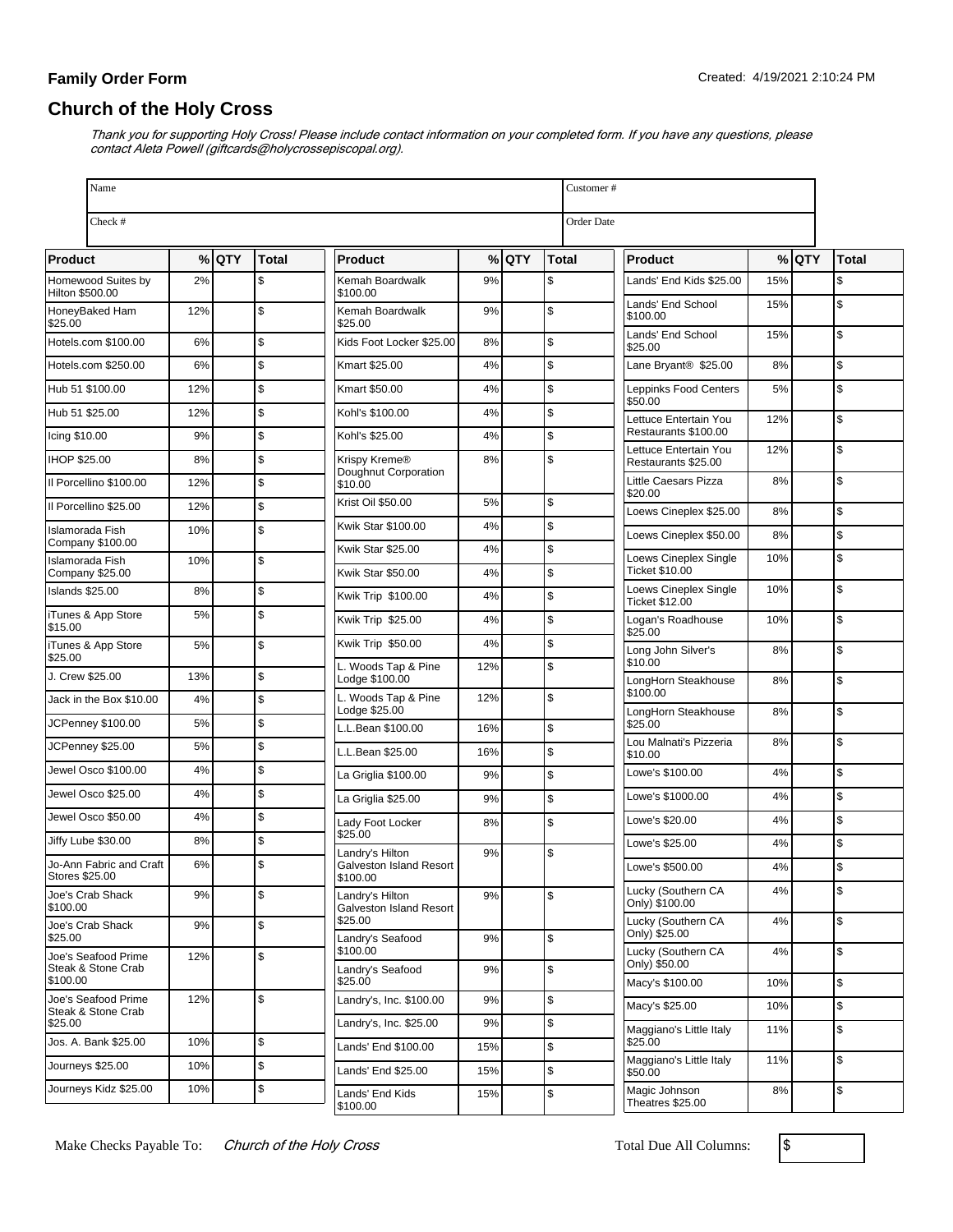**Family Order Form**

Created: 4/19/2021 2:10:24 PM

## Church of the Holy Cross

*Thank you for supporting Holy Cross! Please include contact information on your completed form. If you have any questions, please contact Aleta Powell (giftcards@holycrossepiscopal.org).*

| Name | Customer # |
|---|---|
| Check # | Order Date |

| Product | % | QTY | Total |
|---|---|---|---|
| Homewood Suites by Hilton $500.00 | 2% | | $ |
| HoneyBaked Ham $25.00 | 12% | | $ |
| Hotels.com $100.00 | 6% | | $ |
| Hotels.com $250.00 | 6% | | $ |
| Hub 51 $100.00 | 12% | | $ |
| Hub 51 $25.00 | 12% | | $ |
| Icing $10.00 | 9% | | $ |
| IHOP $25.00 | 8% | | $ |
| Il Porcellino $100.00 | 12% | | $ |
| Il Porcellino $25.00 | 12% | | $ |
| Islamorada Fish Company $100.00 | 10% | | $ |
| Islamorada Fish Company $25.00 | 10% | | $ |
| Islands $25.00 | 8% | | $ |
| iTunes & App Store $15.00 | 5% | | $ |
| iTunes & App Store $25.00 | 5% | | $ |
| J. Crew $25.00 | 13% | | $ |
| Jack in the Box $10.00 | 4% | | $ |
| JCPenney $100.00 | 5% | | $ |
| JCPenney $25.00 | 5% | | $ |
| Jewel Osco $100.00 | 4% | | $ |
| Jewel Osco $25.00 | 4% | | $ |
| Jewel Osco $50.00 | 4% | | $ |
| Jiffy Lube $30.00 | 8% | | $ |
| Jo-Ann Fabric and Craft Stores $25.00 | 6% | | $ |
| Joe's Crab Shack $100.00 | 9% | | $ |
| Joe's Crab Shack $25.00 | 9% | | $ |
| Joe's Seafood Prime Steak & Stone Crab $100.00 | 12% | | $ |
| Joe's Seafood Prime Steak & Stone Crab $25.00 | 12% | | $ |
| Jos. A. Bank $25.00 | 10% | | $ |
| Journeys $25.00 | 10% | | $ |
| Journeys Kidz $25.00 | 10% | | $ |
| Kemah Boardwalk $100.00 | 9% | | $ |
| Kemah Boardwalk $25.00 | 9% | | $ |
| Kids Foot Locker $25.00 | 8% | | $ |
| Kmart $25.00 | 4% | | $ |
| Kmart $50.00 | 4% | | $ |
| Kohl's $100.00 | 4% | | $ |
| Kohl's $25.00 | 4% | | $ |
| Krispy Kreme® Doughnut Corporation $10.00 | 8% | | $ |
| Krist Oil $50.00 | 5% | | $ |
| Kwik Star $100.00 | 4% | | $ |
| Kwik Star $25.00 | 4% | | $ |
| Kwik Star $50.00 | 4% | | $ |
| Kwik Trip $100.00 | 4% | | $ |
| Kwik Trip $25.00 | 4% | | $ |
| Kwik Trip $50.00 | 4% | | $ |
| L. Woods Tap & Pine Lodge $100.00 | 12% | | $ |
| L. Woods Tap & Pine Lodge $25.00 | 12% | | $ |
| L.L.Bean $100.00 | 16% | | $ |
| L.L.Bean $25.00 | 16% | | $ |
| La Griglia $100.00 | 9% | | $ |
| La Griglia $25.00 | 9% | | $ |
| Lady Foot Locker $25.00 | 8% | | $ |
| Landry's Hilton Galveston Island Resort $100.00 | 9% | | $ |
| Landry's Hilton Galveston Island Resort $25.00 | 9% | | $ |
| Landry's Seafood $100.00 | 9% | | $ |
| Landry's Seafood $25.00 | 9% | | $ |
| Landry's, Inc. $100.00 | 9% | | $ |
| Landry's, Inc. $25.00 | 9% | | $ |
| Lands' End $100.00 | 15% | | $ |
| Lands' End $25.00 | 15% | | $ |
| Lands' End Kids $100.00 | 15% | | $ |
| Lands' End Kids $25.00 | 15% | | $ |
| Lands' End School $100.00 | 15% | | $ |
| Lands' End School $25.00 | 15% | | $ |
| Lane Bryant® $25.00 | 8% | | $ |
| Leppinks Food Centers $50.00 | 5% | | $ |
| Lettuce Entertain You Restaurants $100.00 | 12% | | $ |
| Lettuce Entertain You Restaurants $25.00 | 12% | | $ |
| Little Caesars Pizza $20.00 | 8% | | $ |
| Loews Cineplex $25.00 | 8% | | $ |
| Loews Cineplex $50.00 | 8% | | $ |
| Loews Cineplex Single Ticket $10.00 | 10% | | $ |
| Loews Cineplex Single Ticket $12.00 | 10% | | $ |
| Logan's Roadhouse $25.00 | 10% | | $ |
| Long John Silver's $10.00 | 8% | | $ |
| LongHorn Steakhouse $100.00 | 8% | | $ |
| LongHorn Steakhouse $25.00 | 8% | | $ |
| Lou Malnati's Pizzeria $10.00 | 8% | | $ |
| Lowe's $100.00 | 4% | | $ |
| Lowe's $1000.00 | 4% | | $ |
| Lowe's $20.00 | 4% | | $ |
| Lowe's $25.00 | 4% | | $ |
| Lowe's $500.00 | 4% | | $ |
| Lucky (Southern CA Only) $100.00 | 4% | | $ |
| Lucky (Southern CA Only) $25.00 | 4% | | $ |
| Lucky (Southern CA Only) $50.00 | 4% | | $ |
| Macy's $100.00 | 10% | | $ |
| Macy's $25.00 | 10% | | $ |
| Maggiano's Little Italy $25.00 | 11% | | $ |
| Maggiano's Little Italy $50.00 | 11% | | $ |
| Magic Johnson Theatres $25.00 | 8% | | $ |

Make Checks Payable To: *Church of the Holy Cross*

Total Due All Columns: $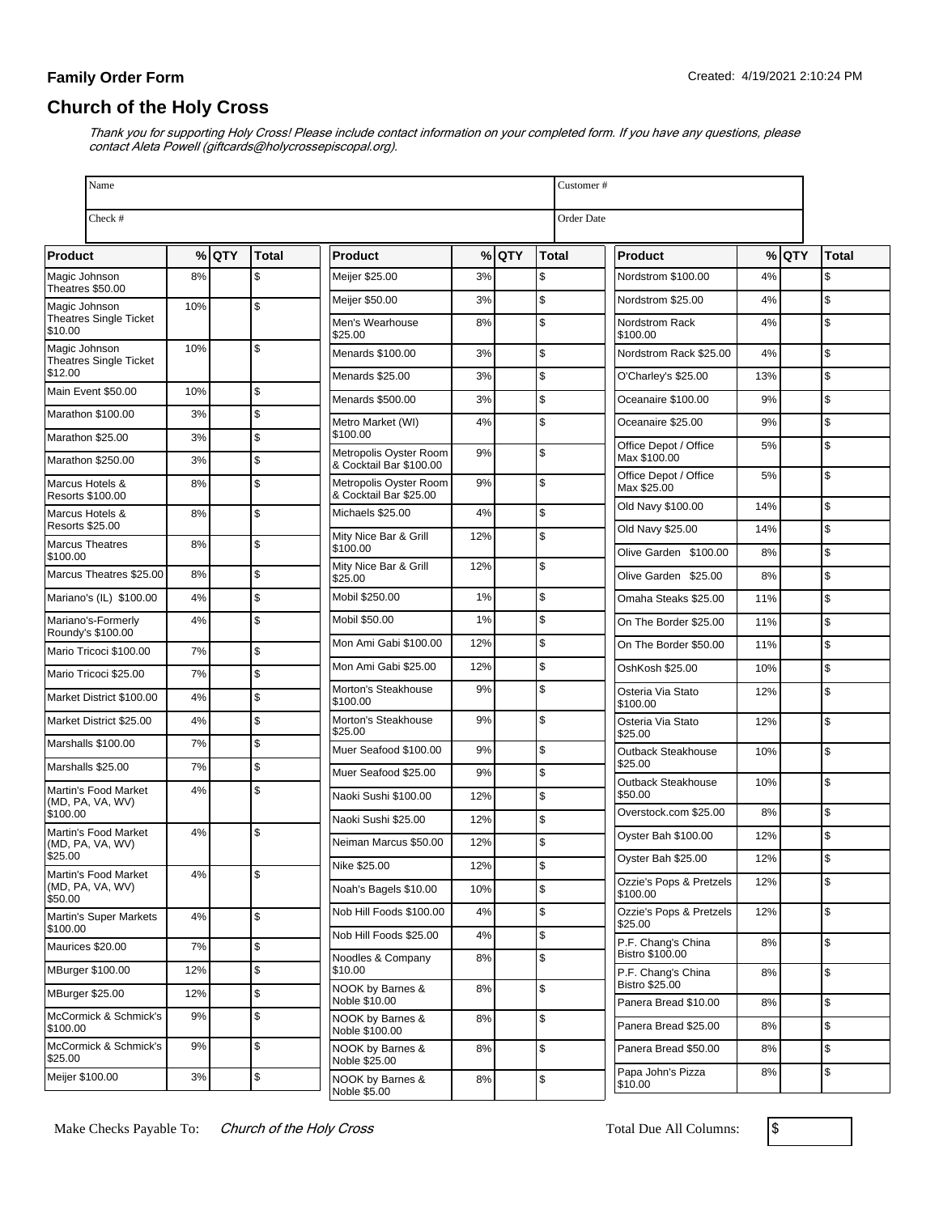**Family Order Form**

Created: 4/19/2021 2:10:24 PM

## Church of the Holy Cross

*Thank you for supporting Holy Cross! Please include contact information on your completed form. If you have any questions, please contact Aleta Powell (giftcards@holycrossepiscopal.org).*

| Name | Customer # |
|---|---|
| Check # | Order Date |

| Product | % | QTY | Total |
|---|---|---|---|
| Magic Johnson Theatres $50.00 | 8% | | $ |
| Magic Johnson Theatres Single Ticket $10.00 | 10% | | $ |
| Magic Johnson Theatres Single Ticket $12.00 | 10% | | $ |
| Main Event $50.00 | 10% | | $ |
| Marathon $100.00 | 3% | | $ |
| Marathon $25.00 | 3% | | $ |
| Marathon $250.00 | 3% | | $ |
| Marcus Hotels & Resorts $100.00 | 8% | | $ |
| Marcus Hotels & Resorts $25.00 | 8% | | $ |
| Marcus Theatres $100.00 | 8% | | $ |
| Marcus Theatres $25.00 | 8% | | $ |
| Mariano's (IL) $100.00 | 4% | | $ |
| Mariano's-Formerly Roundy's $100.00 | 4% | | $ |
| Mario Tricoci $100.00 | 7% | | $ |
| Mario Tricoci $25.00 | 7% | | $ |
| Market District $100.00 | 4% | | $ |
| Market District $25.00 | 4% | | $ |
| Marshalls $100.00 | 7% | | $ |
| Marshalls $25.00 | 7% | | $ |
| Martin's Food Market (MD, PA, VA, WV) $100.00 | 4% | | $ |
| Martin's Food Market (MD, PA, VA, WV) $25.00 | 4% | | $ |
| Martin's Food Market (MD, PA, VA, WV) $50.00 | 4% | | $ |
| Martin's Super Markets $100.00 | 4% | | $ |
| Maurices $20.00 | 7% | | $ |
| MBurger $100.00 | 12% | | $ |
| MBurger $25.00 | 12% | | $ |
| McCormick & Schmick's $100.00 | 9% | | $ |
| McCormick & Schmick's $25.00 | 9% | | $ |
| Meijer $100.00 | 3% | | $ |
| Meijer $25.00 | 3% | | $ |
| Meijer $50.00 | 3% | | $ |
| Men's Wearhouse $25.00 | 8% | | $ |
| Menards $100.00 | 3% | | $ |
| Menards $25.00 | 3% | | $ |
| Menards $500.00 | 3% | | $ |
| Metro Market (WI) $100.00 | 4% | | $ |
| Metropolis Oyster Room & Cocktail Bar $100.00 | 9% | | $ |
| Metropolis Oyster Room & Cocktail Bar $25.00 | 9% | | $ |
| Michaels $25.00 | 4% | | $ |
| Mity Nice Bar & Grill $100.00 | 12% | | $ |
| Mity Nice Bar & Grill $25.00 | 12% | | $ |
| Mobil $250.00 | 1% | | $ |
| Mobil $50.00 | 1% | | $ |
| Mon Ami Gabi $100.00 | 12% | | $ |
| Mon Ami Gabi $25.00 | 12% | | $ |
| Morton's Steakhouse $100.00 | 9% | | $ |
| Morton's Steakhouse $25.00 | 9% | | $ |
| Muer Seafood $100.00 | 9% | | $ |
| Muer Seafood $25.00 | 9% | | $ |
| Naoki Sushi $100.00 | 12% | | $ |
| Naoki Sushi $25.00 | 12% | | $ |
| Neiman Marcus $50.00 | 12% | | $ |
| Nike $25.00 | 12% | | $ |
| Noah's Bagels $10.00 | 10% | | $ |
| Nob Hill Foods $100.00 | 4% | | $ |
| Nob Hill Foods $25.00 | 4% | | $ |
| Noodles & Company $10.00 | 8% | | $ |
| NOOK by Barnes & Noble $10.00 | 8% | | $ |
| NOOK by Barnes & Noble $100.00 | 8% | | $ |
| NOOK by Barnes & Noble $25.00 | 8% | | $ |
| NOOK by Barnes & Noble $5.00 | 8% | | $ |
| Nordstrom $100.00 | 4% | | $ |
| Nordstrom $25.00 | 4% | | $ |
| Nordstrom Rack $100.00 | 4% | | $ |
| Nordstrom Rack $25.00 | 4% | | $ |
| O'Charley's $25.00 | 13% | | $ |
| Oceanaire $100.00 | 9% | | $ |
| Oceanaire $25.00 | 9% | | $ |
| Office Depot / Office Max $100.00 | 5% | | $ |
| Office Depot / Office Max $25.00 | 5% | | $ |
| Old Navy $100.00 | 14% | | $ |
| Old Navy $25.00 | 14% | | $ |
| Olive Garden $100.00 | 8% | | $ |
| Olive Garden $25.00 | 8% | | $ |
| Omaha Steaks $25.00 | 11% | | $ |
| On The Border $25.00 | 11% | | $ |
| On The Border $50.00 | 11% | | $ |
| OshKosh $25.00 | 10% | | $ |
| Osteria Via Stato $100.00 | 12% | | $ |
| Osteria Via Stato $25.00 | 12% | | $ |
| Outback Steakhouse $25.00 | 10% | | $ |
| Outback Steakhouse $50.00 | 10% | | $ |
| Overstock.com $25.00 | 8% | | $ |
| Oyster Bah $100.00 | 12% | | $ |
| Oyster Bah $25.00 | 12% | | $ |
| Ozzie's Pops & Pretzels $100.00 | 12% | | $ |
| Ozzie's Pops & Pretzels $25.00 | 12% | | $ |
| P.F. Chang's China Bistro $100.00 | 8% | | $ |
| P.F. Chang's China Bistro $25.00 | 8% | | $ |
| Panera Bread $10.00 | 8% | | $ |
| Panera Bread $25.00 | 8% | | $ |
| Panera Bread $50.00 | 8% | | $ |
| Papa John's Pizza $10.00 | 8% | | $ |

Make Checks Payable To: *Church of the Holy Cross*

Total Due All Columns: $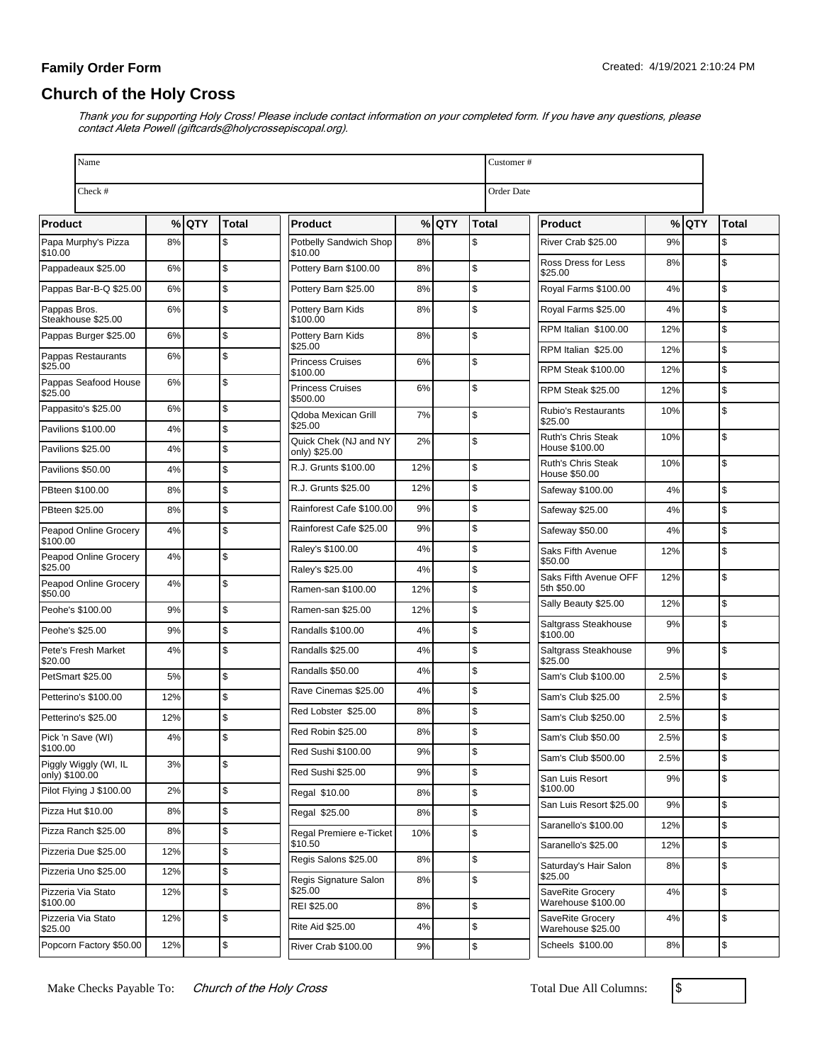**Family Order Form**

Created: 4/19/2021 2:10:24 PM

## Church of the Holy Cross

*Thank you for supporting Holy Cross! Please include contact information on your completed form. If you have any questions, please contact Aleta Powell (giftcards@holycrossepiscopal.org).*

| Name | Customer # |
|---|---|
| Check # | Order Date |

| Product | % | QTY | Total |
|---|---|---|---|
| Papa Murphy's Pizza $10.00 | 8% | | $ |
| Pappadeaux $25.00 | 6% | | $ |
| Pappas Bar-B-Q $25.00 | 6% | | $ |
| Pappas Bros. Steakhouse $25.00 | 6% | | $ |
| Pappas Burger $25.00 | 6% | | $ |
| Pappas Restaurants $25.00 | 6% | | $ |
| Pappas Seafood House $25.00 | 6% | | $ |
| Pappasito's $25.00 | 6% | | $ |
| Pavilions $100.00 | 4% | | $ |
| Pavilions $25.00 | 4% | | $ |
| Pavilions $50.00 | 4% | | $ |
| PBteen $100.00 | 8% | | $ |
| PBteen $25.00 | 8% | | $ |
| Peapod Online Grocery $100.00 | 4% | | $ |
| Peapod Online Grocery $25.00 | 4% | | $ |
| Peapod Online Grocery $50.00 | 4% | | $ |
| Peohe's $100.00 | 9% | | $ |
| Peohe's $25.00 | 9% | | $ |
| Pete's Fresh Market $20.00 | 4% | | $ |
| PetSmart $25.00 | 5% | | $ |
| Petterino's $100.00 | 12% | | $ |
| Petterino's $25.00 | 12% | | $ |
| Pick 'n Save (WI) $100.00 | 4% | | $ |
| Piggly Wiggly (WI, IL only) $100.00 | 3% | | $ |
| Pilot Flying J $100.00 | 2% | | $ |
| Pizza Hut $10.00 | 8% | | $ |
| Pizza Ranch $25.00 | 8% | | $ |
| Pizzeria Due $25.00 | 12% | | $ |
| Pizzeria Uno $25.00 | 12% | | $ |
| Pizzeria Via Stato $100.00 | 12% | | $ |
| Pizzeria Via Stato $25.00 | 12% | | $ |
| Popcorn Factory $50.00 | 12% | | $ |
| Potbelly Sandwich Shop $10.00 | 8% | | $ |
| Pottery Barn $100.00 | 8% | | $ |
| Pottery Barn $25.00 | 8% | | $ |
| Pottery Barn Kids $100.00 | 8% | | $ |
| Pottery Barn Kids $25.00 | 8% | | $ |
| Princess Cruises $100.00 | 6% | | $ |
| Princess Cruises $500.00 | 6% | | $ |
| Qdoba Mexican Grill $25.00 | 7% | | $ |
| Quick Chek (NJ and NY only) $25.00 | 2% | | $ |
| R.J. Grunts $100.00 | 12% | | $ |
| R.J. Grunts $25.00 | 12% | | $ |
| Rainforest Cafe $100.00 | 9% | | $ |
| Rainforest Cafe $25.00 | 9% | | $ |
| Raley's $100.00 | 4% | | $ |
| Raley's $25.00 | 4% | | $ |
| Ramen-san $100.00 | 12% | | $ |
| Ramen-san $25.00 | 12% | | $ |
| Randalls $100.00 | 4% | | $ |
| Randalls $25.00 | 4% | | $ |
| Randalls $50.00 | 4% | | $ |
| Rave Cinemas $25.00 | 4% | | $ |
| Red Lobster $25.00 | 8% | | $ |
| Red Robin $25.00 | 8% | | $ |
| Red Sushi $100.00 | 9% | | $ |
| Red Sushi $25.00 | 9% | | $ |
| Regal $10.00 | 8% | | $ |
| Regal $25.00 | 8% | | $ |
| Regal Premiere e-Ticket $10.50 | 10% | | $ |
| Regis Salons $25.00 | 8% | | $ |
| Regis Signature Salon $25.00 | 8% | | $ |
| REI $25.00 | 8% | | $ |
| Rite Aid $25.00 | 4% | | $ |
| River Crab $100.00 | 9% | | $ |
| River Crab $25.00 | 9% | | $ |
| Ross Dress for Less $25.00 | 8% | | $ |
| Royal Farms $100.00 | 4% | | $ |
| Royal Farms $25.00 | 4% | | $ |
| RPM Italian $100.00 | 12% | | $ |
| RPM Italian $25.00 | 12% | | $ |
| RPM Steak $100.00 | 12% | | $ |
| RPM Steak $25.00 | 12% | | $ |
| Rubio's Restaurants $25.00 | 10% | | $ |
| Ruth's Chris Steak House $100.00 | 10% | | $ |
| Ruth's Chris Steak House $50.00 | 10% | | $ |
| Safeway $100.00 | 4% | | $ |
| Safeway $25.00 | 4% | | $ |
| Safeway $50.00 | 4% | | $ |
| Saks Fifth Avenue $50.00 | 12% | | $ |
| Saks Fifth Avenue OFF 5th $50.00 | 12% | | $ |
| Sally Beauty $25.00 | 12% | | $ |
| Saltgrass Steakhouse $100.00 | 9% | | $ |
| Saltgrass Steakhouse $25.00 | 9% | | $ |
| Sam's Club $100.00 | 2.5% | | $ |
| Sam's Club $25.00 | 2.5% | | $ |
| Sam's Club $250.00 | 2.5% | | $ |
| Sam's Club $50.00 | 2.5% | | $ |
| Sam's Club $500.00 | 2.5% | | $ |
| San Luis Resort $100.00 | 9% | | $ |
| San Luis Resort $25.00 | 9% | | $ |
| Saranello's $100.00 | 12% | | $ |
| Saranello's $25.00 | 12% | | $ |
| Saturday's Hair Salon $25.00 | 8% | | $ |
| SaveRite Grocery Warehouse $100.00 | 4% | | $ |
| SaveRite Grocery Warehouse $25.00 | 4% | | $ |
| Scheels $100.00 | 8% | | $ |

Make Checks Payable To: *Church of the Holy Cross*

Total Due All Columns: $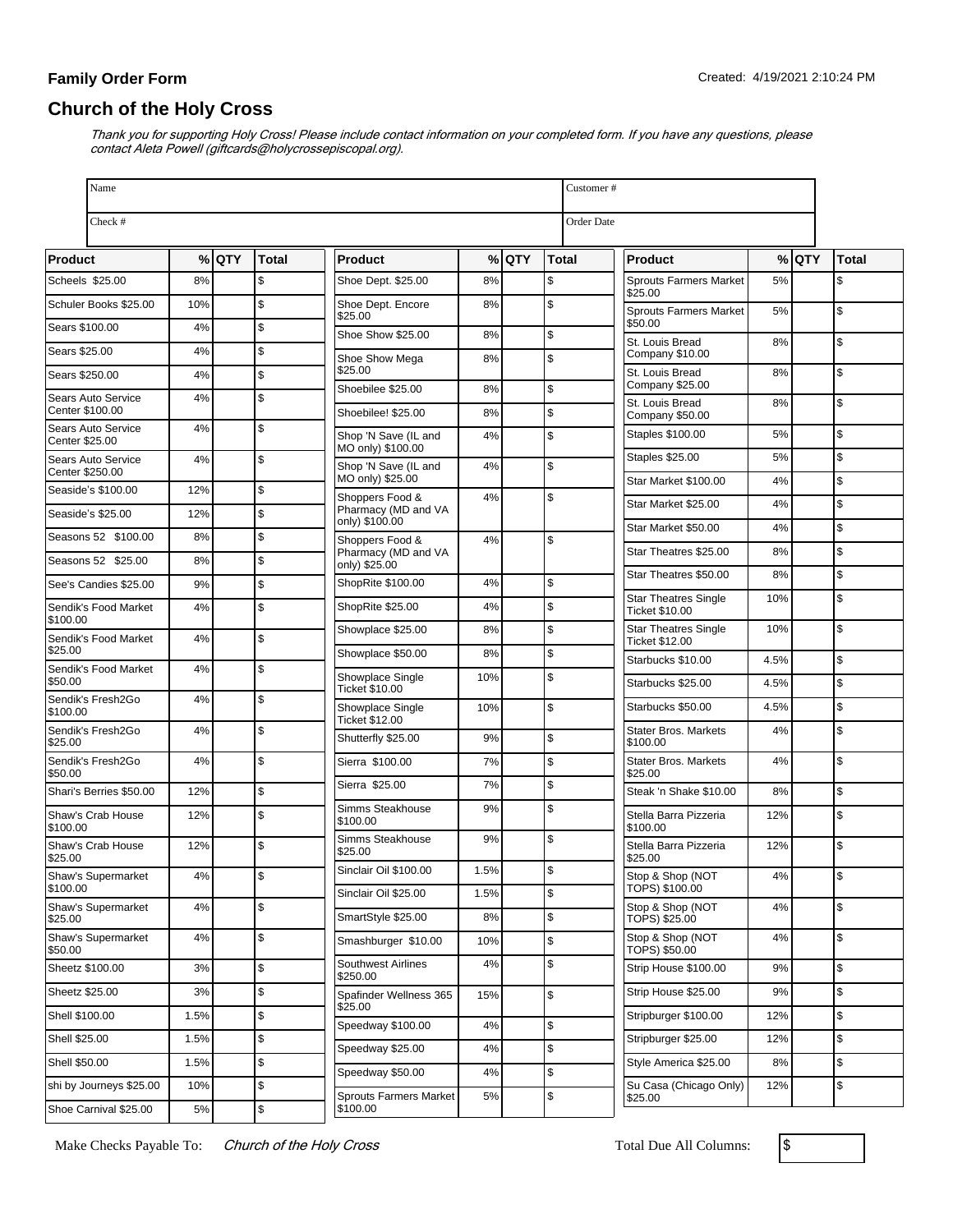**Family Order Form**

Created: 4/19/2021 2:10:24 PM

## Church of the Holy Cross

*Thank you for supporting Holy Cross! Please include contact information on your completed form. If you have any questions, please contact Aleta Powell (giftcards@holycrossepiscopal.org).*

| Name | Customer # |
|---|---|
| Check # | Order Date |

| Product | % | QTY | Total |
|---|---|---|---|
| Scheels $25.00 | 8% | | $ |
| Schuler Books $25.00 | 10% | | $ |
| Sears $100.00 | 4% | | $ |
| Sears $25.00 | 4% | | $ |
| Sears $250.00 | 4% | | $ |
| Sears Auto Service Center $100.00 | 4% | | $ |
| Sears Auto Service Center $25.00 | 4% | | $ |
| Sears Auto Service Center $250.00 | 4% | | $ |
| Seaside's $100.00 | 12% | | $ |
| Seaside's $25.00 | 12% | | $ |
| Seasons 52 $100.00 | 8% | | $ |
| Seasons 52 $25.00 | 8% | | $ |
| See's Candies $25.00 | 9% | | $ |
| Sendik's Food Market $100.00 | 4% | | $ |
| Sendik's Food Market $25.00 | 4% | | $ |
| Sendik's Food Market $50.00 | 4% | | $ |
| Sendik's Fresh2Go $100.00 | 4% | | $ |
| Sendik's Fresh2Go $25.00 | 4% | | $ |
| Sendik's Fresh2Go $50.00 | 4% | | $ |
| Shari's Berries $50.00 | 12% | | $ |
| Shaw's Crab House $100.00 | 12% | | $ |
| Shaw's Crab House $25.00 | 12% | | $ |
| Shaw's Supermarket $100.00 | 4% | | $ |
| Shaw's Supermarket $25.00 | 4% | | $ |
| Shaw's Supermarket $50.00 | 4% | | $ |
| Sheetz $100.00 | 3% | | $ |
| Sheetz $25.00 | 3% | | $ |
| Shell $100.00 | 1.5% | | $ |
| Shell $25.00 | 1.5% | | $ |
| Shell $50.00 | 1.5% | | $ |
| shi by Journeys $25.00 | 10% | | $ |
| Shoe Carnival $25.00 | 5% | | $ |
| Shoe Dept. $25.00 | 8% | | $ |
| Shoe Dept. Encore $25.00 | 8% | | $ |
| Shoe Show $25.00 | 8% | | $ |
| Shoe Show Mega $25.00 | 8% | | $ |
| Shoebilee $25.00 | 8% | | $ |
| Shoebilee! $25.00 | 8% | | $ |
| Shop 'N Save (IL and MO only) $100.00 | 4% | | $ |
| Shop 'N Save (IL and MO only) $25.00 | 4% | | $ |
| Shoppers Food & Pharmacy (MD and VA only) $100.00 | 4% | | $ |
| Shoppers Food & Pharmacy (MD and VA only) $25.00 | 4% | | $ |
| ShopRite $100.00 | 4% | | $ |
| ShopRite $25.00 | 4% | | $ |
| Showplace $25.00 | 8% | | $ |
| Showplace $50.00 | 8% | | $ |
| Showplace Single Ticket $10.00 | 10% | | $ |
| Showplace Single Ticket $12.00 | 10% | | $ |
| Shutterfly $25.00 | 9% | | $ |
| Sierra $100.00 | 7% | | $ |
| Sierra $25.00 | 7% | | $ |
| Simms Steakhouse $100.00 | 9% | | $ |
| Simms Steakhouse $25.00 | 9% | | $ |
| Sinclair Oil $100.00 | 1.5% | | $ |
| Sinclair Oil $25.00 | 1.5% | | $ |
| SmartStyle $25.00 | 8% | | $ |
| Smashburger $10.00 | 10% | | $ |
| Southwest Airlines $250.00 | 4% | | $ |
| Spafinder Wellness 365 $25.00 | 15% | | $ |
| Speedway $100.00 | 4% | | $ |
| Speedway $25.00 | 4% | | $ |
| Speedway $50.00 | 4% | | $ |
| Sprouts Farmers Market $100.00 | 5% | | $ |
| Sprouts Farmers Market $25.00 | 5% | | $ |
| Sprouts Farmers Market $50.00 | 5% | | $ |
| St. Louis Bread Company $10.00 | 8% | | $ |
| St. Louis Bread Company $25.00 | 8% | | $ |
| St. Louis Bread Company $50.00 | 8% | | $ |
| Staples $100.00 | 5% | | $ |
| Staples $25.00 | 5% | | $ |
| Star Market $100.00 | 4% | | $ |
| Star Market $25.00 | 4% | | $ |
| Star Market $50.00 | 4% | | $ |
| Star Theatres $25.00 | 8% | | $ |
| Star Theatres $50.00 | 8% | | $ |
| Star Theatres Single Ticket $10.00 | 10% | | $ |
| Star Theatres Single Ticket $12.00 | 10% | | $ |
| Starbucks $10.00 | 4.5% | | $ |
| Starbucks $25.00 | 4.5% | | $ |
| Starbucks $50.00 | 4.5% | | $ |
| Stater Bros. Markets $100.00 | 4% | | $ |
| Stater Bros. Markets $25.00 | 4% | | $ |
| Steak 'n Shake $10.00 | 8% | | $ |
| Stella Barra Pizzeria $100.00 | 12% | | $ |
| Stella Barra Pizzeria $25.00 | 12% | | $ |
| Stop & Shop (NOT TOPS) $100.00 | 4% | | $ |
| Stop & Shop (NOT TOPS) $25.00 | 4% | | $ |
| Stop & Shop (NOT TOPS) $50.00 | 4% | | $ |
| Strip House $100.00 | 9% | | $ |
| Strip House $25.00 | 9% | | $ |
| Stripburger $100.00 | 12% | | $ |
| Stripburger $25.00 | 12% | | $ |
| Style America $25.00 | 8% | | $ |
| Su Casa (Chicago Only) $25.00 | 12% | | $ |

Make Checks Payable To: *Church of the Holy Cross*

Total Due All Columns: $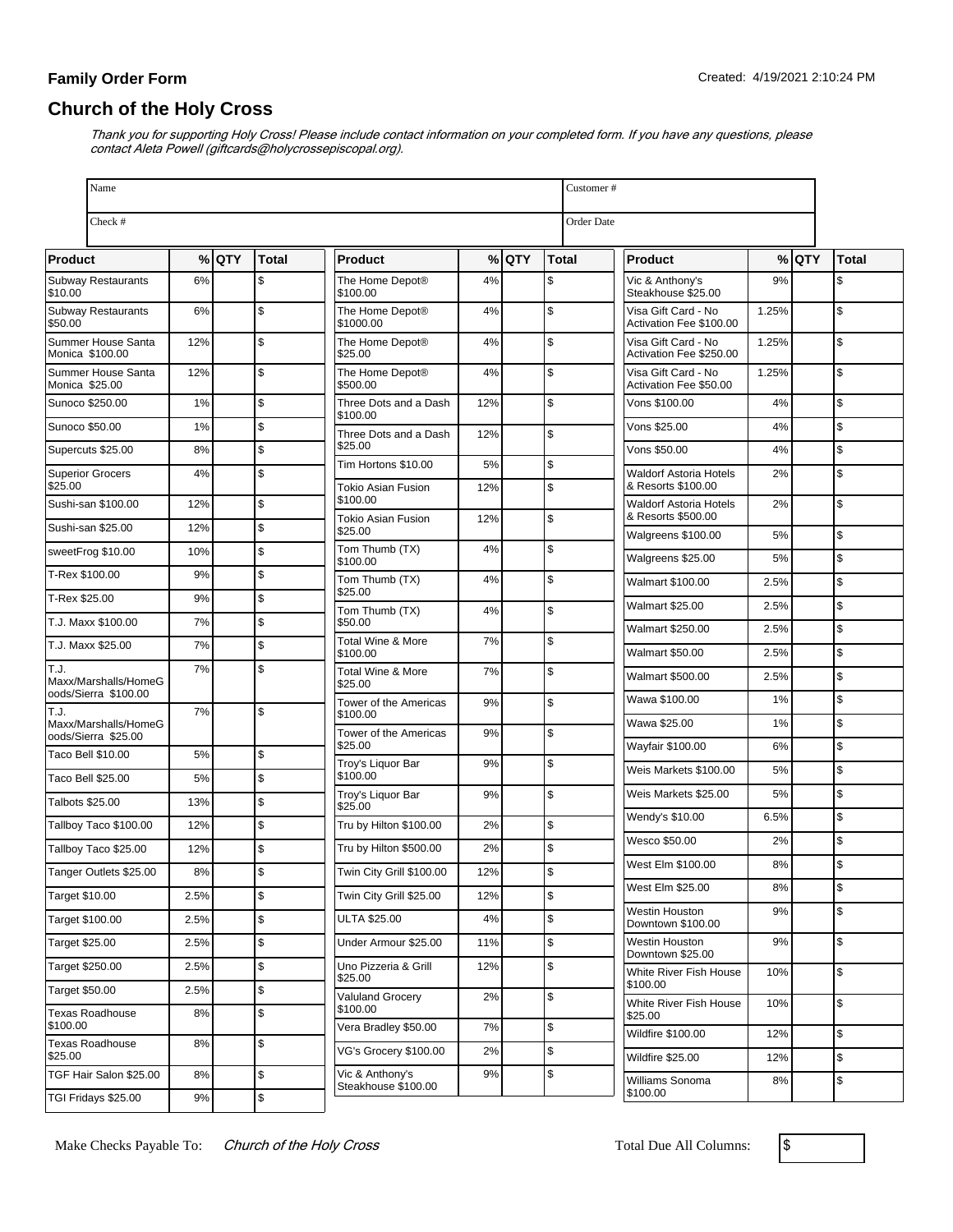**Family Order Form**

Created: 4/19/2021 2:10:24 PM

## Church of the Holy Cross

*Thank you for supporting Holy Cross! Please include contact information on your completed form. If you have any questions, please contact Aleta Powell (giftcards@holycrossepiscopal.org).*

| Name | Customer # |
|---|---|
| Check # | Order Date |

| Product | % | QTY | Total |
|---|---|---|---|
| Subway Restaurants $10.00 | 6% | | $ |
| Subway Restaurants $50.00 | 6% | | $ |
| Summer House Santa Monica $100.00 | 12% | | $ |
| Summer House Santa Monica $25.00 | 12% | | $ |
| Sunoco $250.00 | 1% | | $ |
| Sunoco $50.00 | 1% | | $ |
| Supercuts $25.00 | 8% | | $ |
| Superior Grocers $25.00 | 4% | | $ |
| Sushi-san $100.00 | 12% | | $ |
| Sushi-san $25.00 | 12% | | $ |
| sweetFrog $10.00 | 10% | | $ |
| T-Rex $100.00 | 9% | | $ |
| T-Rex $25.00 | 9% | | $ |
| T.J. Maxx $100.00 | 7% | | $ |
| T.J. Maxx $25.00 | 7% | | $ |
| T.J. Maxx/Marshalls/HomeGoods/Sierra $100.00 | 7% | | $ |
| T.J. Maxx/Marshalls/HomeGoods/Sierra $25.00 | 7% | | $ |
| Taco Bell $10.00 | 5% | | $ |
| Taco Bell $25.00 | 5% | | $ |
| Talbots $25.00 | 13% | | $ |
| Tallboy Taco $100.00 | 12% | | $ |
| Tallboy Taco $25.00 | 12% | | $ |
| Tanger Outlets $25.00 | 8% | | $ |
| Target $10.00 | 2.5% | | $ |
| Target $100.00 | 2.5% | | $ |
| Target $25.00 | 2.5% | | $ |
| Target $250.00 | 2.5% | | $ |
| Target $50.00 | 2.5% | | $ |
| Texas Roadhouse $100.00 | 8% | | $ |
| Texas Roadhouse $25.00 | 8% | | $ |
| TGF Hair Salon $25.00 | 8% | | $ |
| TGI Fridays $25.00 | 9% | | $ |
| The Home Depot® $100.00 | 4% | | $ |
| The Home Depot® $1000.00 | 4% | | $ |
| The Home Depot® $25.00 | 4% | | $ |
| The Home Depot® $500.00 | 4% | | $ |
| Three Dots and a Dash $100.00 | 12% | | $ |
| Three Dots and a Dash $25.00 | 12% | | $ |
| Tim Hortons $10.00 | 5% | | $ |
| Tokio Asian Fusion $100.00 | 12% | | $ |
| Tokio Asian Fusion $25.00 | 12% | | $ |
| Tom Thumb (TX) $100.00 | 4% | | $ |
| Tom Thumb (TX) $25.00 | 4% | | $ |
| Tom Thumb (TX) $50.00 | 4% | | $ |
| Total Wine & More $100.00 | 7% | | $ |
| Total Wine & More $25.00 | 7% | | $ |
| Tower of the Americas $100.00 | 9% | | $ |
| Tower of the Americas $25.00 | 9% | | $ |
| Troy's Liquor Bar $100.00 | 9% | | $ |
| Troy's Liquor Bar $25.00 | 9% | | $ |
| Tru by Hilton $100.00 | 2% | | $ |
| Tru by Hilton $500.00 | 2% | | $ |
| Twin City Grill $100.00 | 12% | | $ |
| Twin City Grill $25.00 | 12% | | $ |
| ULTA $25.00 | 4% | | $ |
| Under Armour $25.00 | 11% | | $ |
| Uno Pizzeria & Grill $25.00 | 12% | | $ |
| Valuland Grocery $100.00 | 2% | | $ |
| Vera Bradley $50.00 | 7% | | $ |
| VG's Grocery $100.00 | 2% | | $ |
| Vic & Anthony's Steakhouse $100.00 | 9% | | $ |
| Vic & Anthony's Steakhouse $25.00 | 9% | | $ |
| Visa Gift Card - No Activation Fee $100.00 | 1.25% | | $ |
| Visa Gift Card - No Activation Fee $250.00 | 1.25% | | $ |
| Visa Gift Card - No Activation Fee $50.00 | 1.25% | | $ |
| Vons $100.00 | 4% | | $ |
| Vons $25.00 | 4% | | $ |
| Vons $50.00 | 4% | | $ |
| Waldorf Astoria Hotels & Resorts $100.00 | 2% | | $ |
| Waldorf Astoria Hotels & Resorts $500.00 | 2% | | $ |
| Walgreens $100.00 | 5% | | $ |
| Walgreens $25.00 | 5% | | $ |
| Walmart $100.00 | 2.5% | | $ |
| Walmart $25.00 | 2.5% | | $ |
| Walmart $250.00 | 2.5% | | $ |
| Walmart $50.00 | 2.5% | | $ |
| Walmart $500.00 | 2.5% | | $ |
| Wawa $100.00 | 1% | | $ |
| Wawa $25.00 | 1% | | $ |
| Wayfair $100.00 | 6% | | $ |
| Weis Markets $100.00 | 5% | | $ |
| Weis Markets $25.00 | 5% | | $ |
| Wendy's $10.00 | 6.5% | | $ |
| Wesco $50.00 | 2% | | $ |
| West Elm $100.00 | 8% | | $ |
| West Elm $25.00 | 8% | | $ |
| Westin Houston Downtown $100.00 | 9% | | $ |
| Westin Houston Downtown $25.00 | 9% | | $ |
| White River Fish House $100.00 | 10% | | $ |
| White River Fish House $25.00 | 10% | | $ |
| Wildfire $100.00 | 12% | | $ |
| Wildfire $25.00 | 12% | | $ |
| Williams Sonoma $100.00 | 8% | | $ |

Make Checks Payable To: *Church of the Holy Cross*

Total Due All Columns: $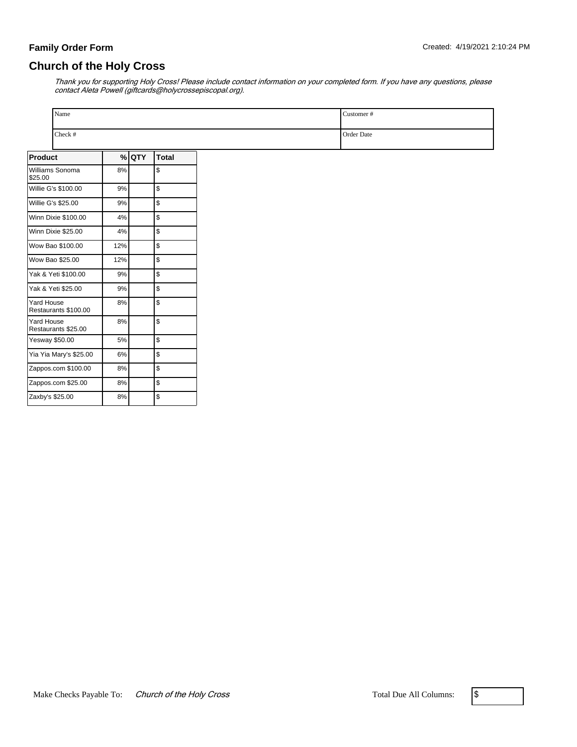**Family Order Form**

Created: 4/19/2021 2:10:24 PM

## Church of the Holy Cross

*Thank you for supporting Holy Cross! Please include contact information on your completed form. If you have any questions, please contact Aleta Powell (giftcards@holycrossepiscopal.org).*

| | |
|---|---|
| Name | Customer # |
| Check # | Order Date |

| Product | % | QTY | Total |
|---|---|---|---|
| Williams Sonoma $25.00 | 8% | | $ |
| Willie G's $100.00 | 9% | | $ |
| Willie G's $25.00 | 9% | | $ |
| Winn Dixie $100.00 | 4% | | $ |
| Winn Dixie $25.00 | 4% | | $ |
| Wow Bao $100.00 | 12% | | $ |
| Wow Bao $25.00 | 12% | | $ |
| Yak & Yeti $100.00 | 9% | | $ |
| Yak & Yeti $25.00 | 9% | | $ |
| Yard House Restaurants $100.00 | 8% | | $ |
| Yard House Restaurants $25.00 | 8% | | $ |
| Yesway $50.00 | 5% | | $ |
| Yia Yia Mary's $25.00 | 6% | | $ |
| Zappos.com $100.00 | 8% | | $ |
| Zappos.com $25.00 | 8% | | $ |
| Zaxby's $25.00 | 8% | | $ |

Make Checks Payable To: *Church of the Holy Cross*

Total Due All Columns: $